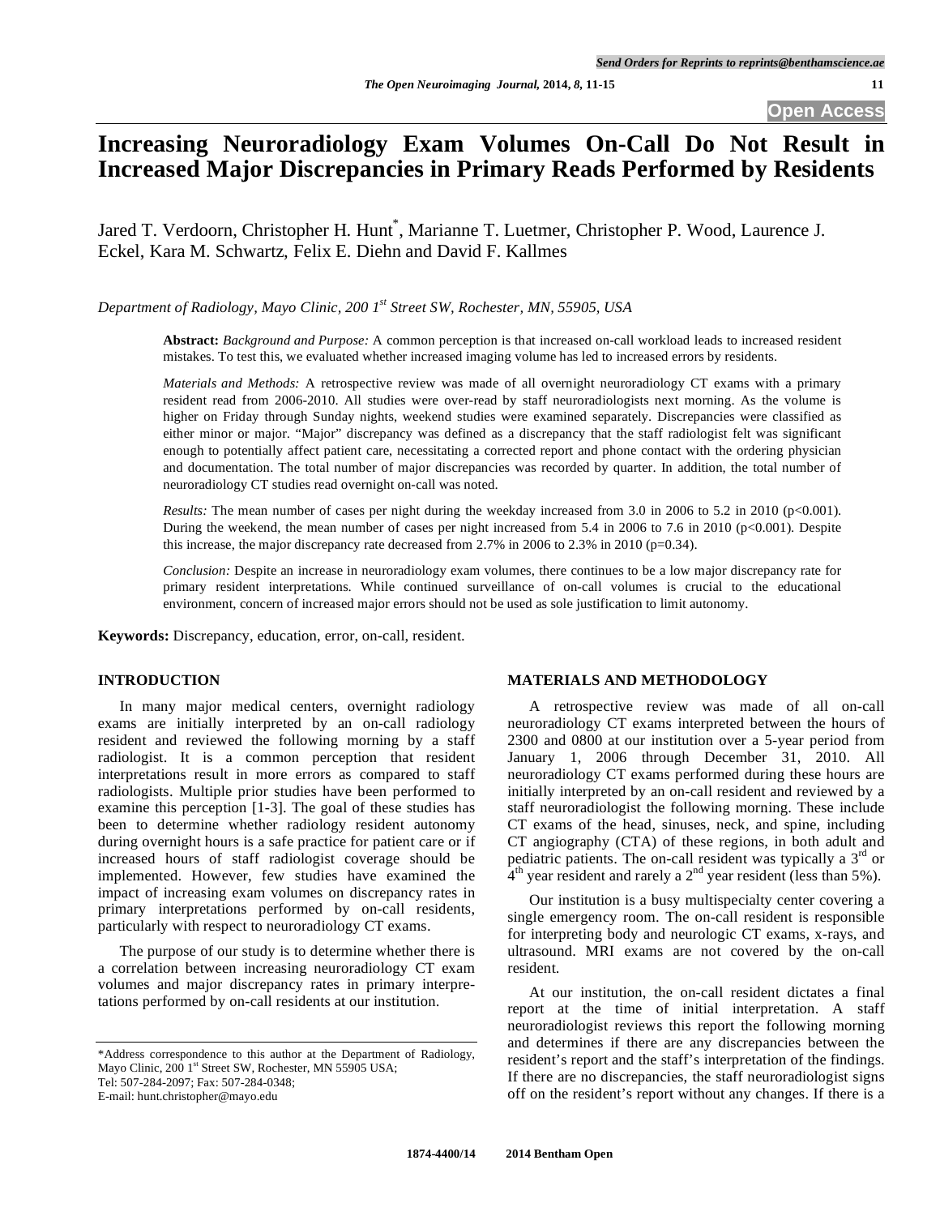# Increasing Neuroradiology Exam Volumes On-Call Do Not Result in Increased Major Discrepancies in Primary Reads Performed by Residents

Jared T. Verdoorn, Christopher H. Hunt*, Marianne T. Luetmer, Christopher P. Wood, Laurence J. Eckel, Kara M. Schwartz, Felix E. Diehn and David F. Kallmes

*Department of Radiology, Mayo Clinic, 200 1st Street SW, Rochester, MN, 55905, USA*

**Abstract:** *Background and Purpose:* A common perception is that increased on-call workload leads to increased resident mistakes. To test this, we evaluated whether increased imaging volume has led to increased errors by residents.

*Materials and Methods:* A retrospective review was made of all overnight neuroradiology CT exams with a primary resident read from 2006-2010. All studies were over-read by staff neuroradiologists next morning. As the volume is higher on Friday through Sunday nights, weekend studies were examined separately. Discrepancies were classified as either minor or major. "Major" discrepancy was defined as a discrepancy that the staff radiologist felt was significant enough to potentially affect patient care, necessitating a corrected report and phone contact with the ordering physician and documentation. The total number of major discrepancies was recorded by quarter. In addition, the total number of neuroradiology CT studies read overnight on-call was noted.

*Results:* The mean number of cases per night during the weekday increased from 3.0 in 2006 to 5.2 in 2010 ($p<0.001$). During the weekend, the mean number of cases per night increased from 5.4 in 2006 to 7.6 in 2010 ($p<0.001$). Despite this increase, the major discrepancy rate decreased from 2.7% in 2006 to 2.3% in 2010 ($p=0.34$).

*Conclusion:* Despite an increase in neuroradiology exam volumes, there continues to be a low major discrepancy rate for primary resident interpretations. While continued surveillance of on-call volumes is crucial to the educational environment, concern of increased major errors should not be used as sole justification to limit autonomy.

**Keywords:** Discrepancy, education, error, on-call, resident.

## INTRODUCTION

In many major medical centers, overnight radiology exams are initially interpreted by an on-call radiology resident and reviewed the following morning by a staff radiologist. It is a common perception that resident interpretations result in more errors as compared to staff radiologists. Multiple prior studies have been performed to examine this perception [1-3]. The goal of these studies has been to determine whether radiology resident autonomy during overnight hours is a safe practice for patient care or if increased hours of staff radiologist coverage should be implemented. However, few studies have examined the impact of increasing exam volumes on discrepancy rates in primary interpretations performed by on-call residents, particularly with respect to neuroradiology CT exams.

The purpose of our study is to determine whether there is a correlation between increasing neuroradiology CT exam volumes and major discrepancy rates in primary interpretations performed by on-call residents at our institution.

*Address correspondence to this author at the Department of Radiology, Mayo Clinic, 200 1st Street SW, Rochester, MN 55905 USA; Tel: 507-284-2097; Fax: 507-284-0348; E-mail: hunt.christopher@mayo.edu

## MATERIALS AND METHODOLOGY

A retrospective review was made of all on-call neuroradiology CT exams interpreted between the hours of 2300 and 0800 at our institution over a 5-year period from January 1, 2006 through December 31, 2010. All neuroradiology CT exams performed during these hours are initially interpreted by an on-call resident and reviewed by a staff neuroradiologist the following morning. These include CT exams of the head, sinuses, neck, and spine, including CT angiography (CTA) of these regions, in both adult and pediatric patients. The on-call resident was typically a 3rd or 4th year resident and rarely a 2nd year resident (less than 5%).

Our institution is a busy multispecialty center covering a single emergency room. The on-call resident is responsible for interpreting body and neurologic CT exams, x-rays, and ultrasound. MRI exams are not covered by the on-call resident.

At our institution, the on-call resident dictates a final report at the time of initial interpretation. A staff neuroradiologist reviews this report the following morning and determines if there are any discrepancies between the resident's report and the staff's interpretation of the findings. If there are no discrepancies, the staff neuroradiologist signs off on the resident's report without any changes. If there is a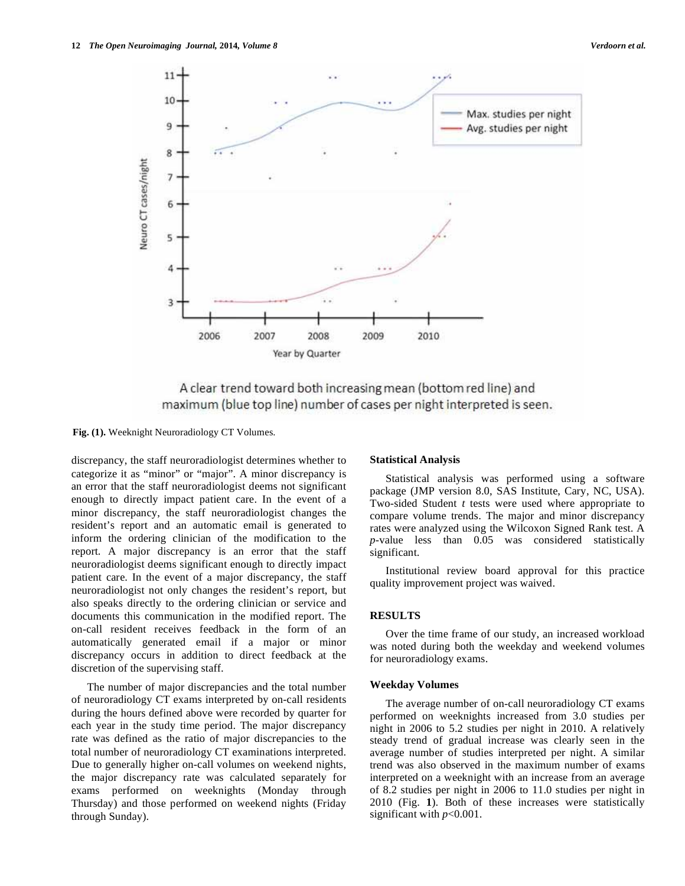A clear trend toward both increasing mean (bottom red line) and maximum (blue top line) number of cases per night interpreted is seen.

**Fig. (1).** Weeknight Neuroradiology CT Volumes.

discrepancy, the staff neuroradiologist determines whether to categorize it as "minor" or "major". A minor discrepancy is an error that the staff neuroradiologist deems not significant enough to directly impact patient care. In the event of a minor discrepancy, the staff neuroradiologist changes the resident's report and an automatic email is generated to inform the ordering clinician of the modification to the report. A major discrepancy is an error that the staff neuroradiologist deems significant enough to directly impact patient care. In the event of a major discrepancy, the staff neuroradiologist not only changes the resident's report, but also speaks directly to the ordering clinician or service and documents this communication in the modified report. The on-call resident receives feedback in the form of an automatically generated email if a major or minor discrepancy occurs in addition to direct feedback at the discretion of the supervising staff.

The number of major discrepancies and the total number of neuroradiology CT exams interpreted by on-call residents during the hours defined above were recorded by quarter for each year in the study time period. The major discrepancy rate was defined as the ratio of major discrepancies to the total number of neuroradiology CT examinations interpreted. Due to generally higher on-call volumes on weekend nights, the major discrepancy rate was calculated separately for exams performed on weeknights (Monday through Thursday) and those performed on weekend nights (Friday through Sunday).

### Statistical Analysis

Statistical analysis was performed using a software package (JMP version 8.0, SAS Institute, Cary, NC, USA). Two-sided Student *t* tests were used where appropriate to compare volume trends. The major and minor discrepancy rates were analyzed using the Wilcoxon Signed Rank test. A *p*-value less than 0.05 was considered statistically significant.

Institutional review board approval for this practice quality improvement project was waived.

## RESULTS

Over the time frame of our study, an increased workload was noted during both the weekday and weekend volumes for neuroradiology exams.

### Weekday Volumes

The average number of on-call neuroradiology CT exams performed on weeknights increased from 3.0 studies per night in 2006 to 5.2 studies per night in 2010. A relatively steady trend of gradual increase was clearly seen in the average number of studies interpreted per night. A similar trend was also observed in the maximum number of exams interpreted on a weeknight with an increase from an average of 8.2 studies per night in 2006 to 11.0 studies per night in 2010 (Fig. **1**). Both of these increases were statistically significant with $p<0.001$.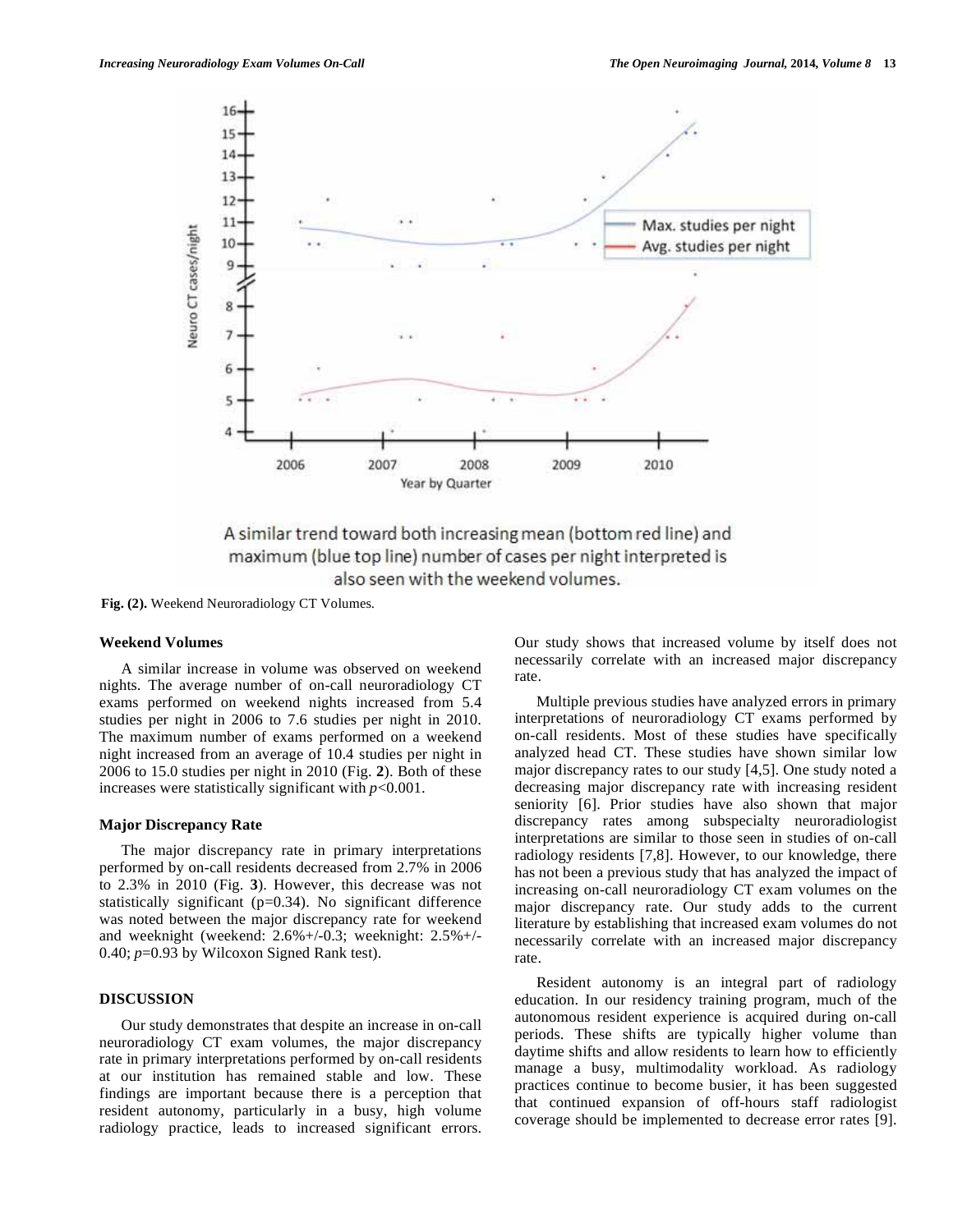A similar trend toward both increasing mean (bottom red line) and maximum (blue top line) number of cases per night interpreted is also seen with the weekend volumes.

**Fig. (2).** Weekend Neuroradiology CT Volumes.

### Weekend Volumes

A similar increase in volume was observed on weekend nights. The average number of on-call neuroradiology CT exams performed on weekend nights increased from 5.4 studies per night in 2006 to 7.6 studies per night in 2010. The maximum number of exams performed on a weekend night increased from an average of 10.4 studies per night in 2006 to 15.0 studies per night in 2010 (Fig. **2**). Both of these increases were statistically significant with $p<0.001$.

### Major Discrepancy Rate

The major discrepancy rate in primary interpretations performed by on-call residents decreased from 2.7% in 2006 to 2.3% in 2010 (Fig. **3**). However, this decrease was not statistically significant (p=0.34). No significant difference was noted between the major discrepancy rate for weekend and weeknight (weekend: 2.6%+/-0.3; weeknight: 2.5%+/-0.40; $p=0.93$ by Wilcoxon Signed Rank test).

## DISCUSSION

Our study demonstrates that despite an increase in on-call neuroradiology CT exam volumes, the major discrepancy rate in primary interpretations performed by on-call residents at our institution has remained stable and low. These findings are important because there is a perception that resident autonomy, particularly in a busy, high volume radiology practice, leads to increased significant errors. Our study shows that increased volume by itself does not necessarily correlate with an increased major discrepancy rate.

Multiple previous studies have analyzed errors in primary interpretations of neuroradiology CT exams performed by on-call residents. Most of these studies have specifically analyzed head CT. These studies have shown similar low major discrepancy rates to our study [4,5]. One study noted a decreasing major discrepancy rate with increasing resident seniority [6]. Prior studies have also shown that major discrepancy rates among subspecialty neuroradiologist interpretations are similar to those seen in studies of on-call radiology residents [7,8]. However, to our knowledge, there has not been a previous study that has analyzed the impact of increasing on-call neuroradiology CT exam volumes on the major discrepancy rate. Our study adds to the current literature by establishing that increased exam volumes do not necessarily correlate with an increased major discrepancy rate.

Resident autonomy is an integral part of radiology education. In our residency training program, much of the autonomous resident experience is acquired during on-call periods. These shifts are typically higher volume than daytime shifts and allow residents to learn how to efficiently manage a busy, multimodality workload. As radiology practices continue to become busier, it has been suggested that continued expansion of off-hours staff radiologist coverage should be implemented to decrease error rates [9].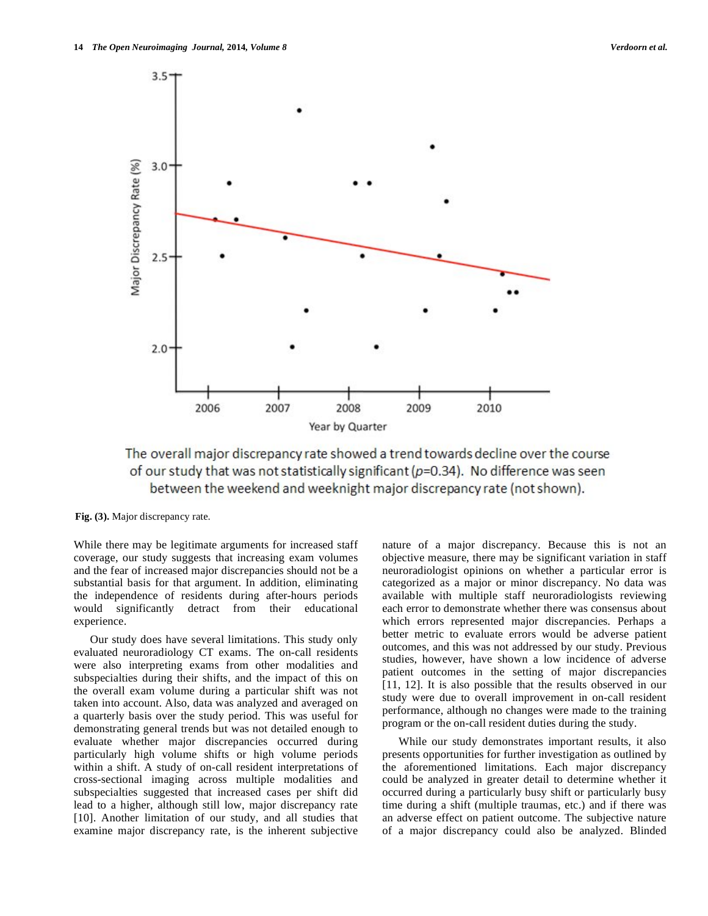The overall major discrepancy rate showed a trend towards decline over the course of our study that was not statistically significant ($p$=0.34). No difference was seen between the weekend and weeknight major discrepancy rate (not shown).

**Fig. (3).** Major discrepancy rate.

While there may be legitimate arguments for increased staff coverage, our study suggests that increasing exam volumes and the fear of increased major discrepancies should not be a substantial basis for that argument. In addition, eliminating the independence of residents during after-hours periods would significantly detract from their educational experience.

Our study does have several limitations. This study only evaluated neuroradiology CT exams. The on-call residents were also interpreting exams from other modalities and subspecialties during their shifts, and the impact of this on the overall exam volume during a particular shift was not taken into account. Also, data was analyzed and averaged on a quarterly basis over the study period. This was useful for demonstrating general trends but was not detailed enough to evaluate whether major discrepancies occurred during particularly high volume shifts or high volume periods within a shift. A study of on-call resident interpretations of cross-sectional imaging across multiple modalities and subspecialties suggested that increased cases per shift did lead to a higher, although still low, major discrepancy rate [10]. Another limitation of our study, and all studies that examine major discrepancy rate, is the inherent subjective nature of a major discrepancy. Because this is not an objective measure, there may be significant variation in staff neuroradiologist opinions on whether a particular error is categorized as a major or minor discrepancy. No data was available with multiple staff neuroradiologists reviewing each error to demonstrate whether there was consensus about which errors represented major discrepancies. Perhaps a better metric to evaluate errors would be adverse patient outcomes, and this was not addressed by our study. Previous studies, however, have shown a low incidence of adverse patient outcomes in the setting of major discrepancies [11, 12]. It is also possible that the results observed in our study were due to overall improvement in on-call resident performance, although no changes were made to the training program or the on-call resident duties during the study.

While our study demonstrates important results, it also presents opportunities for further investigation as outlined by the aforementioned limitations. Each major discrepancy could be analyzed in greater detail to determine whether it occurred during a particularly busy shift or particularly busy time during a shift (multiple traumas, etc.) and if there was an adverse effect on patient outcome. The subjective nature of a major discrepancy could also be analyzed. Blinded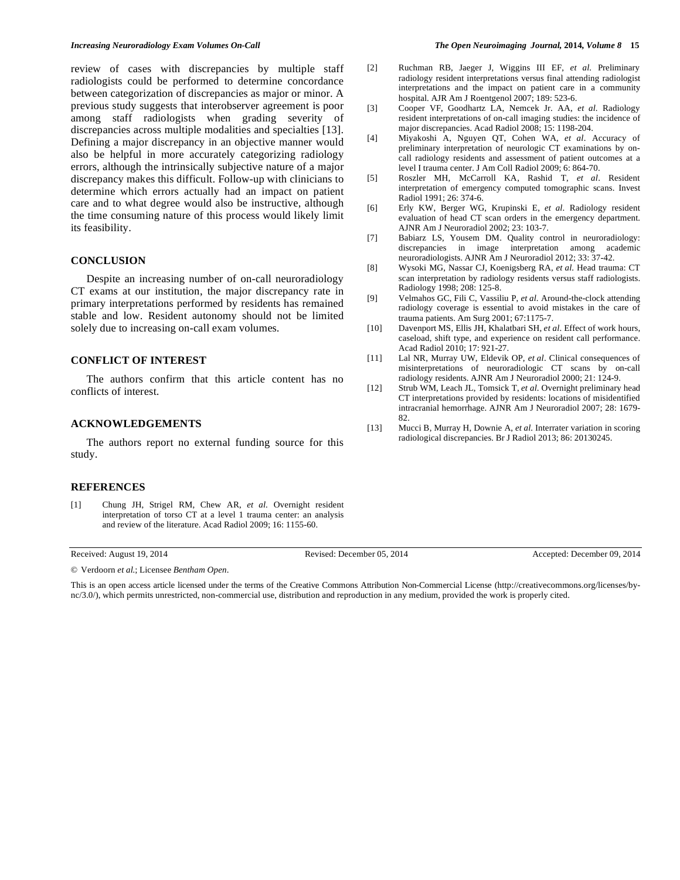review of cases with discrepancies by multiple staff radiologists could be performed to determine concordance between categorization of discrepancies as major or minor. A previous study suggests that interobserver agreement is poor among staff radiologists when grading severity of discrepancies across multiple modalities and specialties [13]. Defining a major discrepancy in an objective manner would also be helpful in more accurately categorizing radiology errors, although the intrinsically subjective nature of a major discrepancy makes this difficult. Follow-up with clinicians to determine which errors actually had an impact on patient care and to what degree would also be instructive, although the time consuming nature of this process would likely limit its feasibility.

## CONCLUSION

Despite an increasing number of on-call neuroradiology CT exams at our institution, the major discrepancy rate in primary interpretations performed by residents has remained stable and low. Resident autonomy should not be limited solely due to increasing on-call exam volumes.

## CONFLICT OF INTEREST

The authors confirm that this article content has no conflicts of interest.

## ACKNOWLEDGEMENTS

The authors report no external funding source for this study.

## REFERENCES

[1] Chung JH, Strigel RM, Chew AR, *et al.* Overnight resident interpretation of torso CT at a level 1 trauma center: an analysis and review of the literature. Acad Radiol 2009; 16: 1155-60.

[2] Ruchman RB, Jaeger J, Wiggins III EF, *et al.* Preliminary radiology resident interpretations versus final attending radiologist interpretations and the impact on patient care in a community hospital. AJR Am J Roentgenol 2007; 189: 523-6.

[3] Cooper VF, Goodhartz LA, Nemcek Jr. AA, *et al.* Radiology resident interpretations of on-call imaging studies: the incidence of major discrepancies. Acad Radiol 2008; 15: 1198-204.

[4] Miyakoshi A, Nguyen QT, Cohen WA, *et al*. Accuracy of preliminary interpretation of neurologic CT examinations by on-call radiology residents and assessment of patient outcomes at a level I trauma center. J Am Coll Radiol 2009; 6: 864-70.

[5] Roszler MH, McCarroll KA, Rashid T, *et al*. Resident interpretation of emergency computed tomographic scans. Invest Radiol 1991; 26: 374-6.

[6] Erly KW, Berger WG, Krupinski E, *et al*. Radiology resident evaluation of head CT scan orders in the emergency department. AJNR Am J Neuroradiol 2002; 23: 103-7.

[7] Babiarz LS, Yousem DM. Quality control in neuroradiology: discrepancies in image interpretation among academic neuroradiologists. AJNR Am J Neuroradiol 2012; 33: 37-42.

[8] Wysoki MG, Nassar CJ, Koenigsberg RA, *et al.* Head trauma: CT scan interpretation by radiology residents versus staff radiologists. Radiology 1998; 208: 125-8.

[9] Velmahos GC, Fili C, Vassiliu P, *et al.* Around-the-clock attending radiology coverage is essential to avoid mistakes in the care of trauma patients. Am Surg 2001; 67:1175-7.

[10] Davenport MS, Ellis JH, Khalatbari SH, *et al*. Effect of work hours, caseload, shift type, and experience on resident call performance. Acad Radiol 2010; 17: 921-27.

[11] Lal NR, Murray UW, Eldevik OP, *et al*. Clinical consequences of misinterpretations of neuroradiologic CT scans by on-call radiology residents. AJNR Am J Neuroradiol 2000; 21: 124-9.

[12] Strub WM, Leach JL, Tomsick T, *et al.* Overnight preliminary head CT interpretations provided by residents: locations of misidentified intracranial hemorrhage. AJNR Am J Neuroradiol 2007; 28: 1679-82.

[13] Mucci B, Murray H, Downie A, *et al.* Interrater variation in scoring radiological discrepancies. Br J Radiol 2013; 86: 20130245.

Received: August 19, 2014 Revised: December 05, 2014 Accepted: December 09, 2014

© Verdoorn *et al.*; Licensee *Bentham Open*.

This is an open access article licensed under the terms of the Creative Commons Attribution Non-Commercial License (http://creativecommons.org/licenses/by-nc/3.0/), which permits unrestricted, non-commercial use, distribution and reproduction in any medium, provided the work is properly cited.